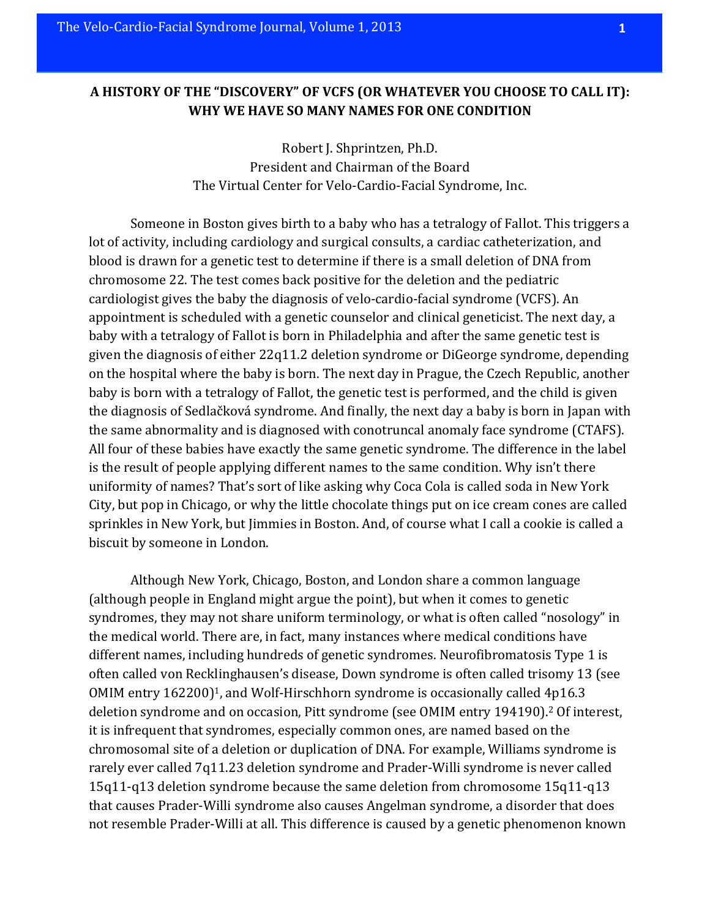## A HISTORY OF THE "DISCOVERY" OF VCFS (OR WHATEVER YOU CHOOSE TO CALL IT): WHY WE HAVE SO MANY NAMES FOR ONE CONDITION

Robert J. Shprintzen, Ph.D.
President and Chairman of the Board
The Virtual Center for Velo-Cardio-Facial Syndrome, Inc.

Someone in Boston gives birth to a baby who has a tetralogy of Fallot. This triggers a lot of activity, including cardiology and surgical consults, a cardiac catheterization, and blood is drawn for a genetic test to determine if there is a small deletion of DNA from chromosome 22. The test comes back positive for the deletion and the pediatric cardiologist gives the baby the diagnosis of velo-cardio-facial syndrome (VCFS). An appointment is scheduled with a genetic counselor and clinical geneticist. The next day, a baby with a tetralogy of Fallot is born in Philadelphia and after the same genetic test is given the diagnosis of either 22q11.2 deletion syndrome or DiGeorge syndrome, depending on the hospital where the baby is born. The next day in Prague, the Czech Republic, another baby is born with a tetralogy of Fallot, the genetic test is performed, and the child is given the diagnosis of Sedlačková syndrome. And finally, the next day a baby is born in Japan with the same abnormality and is diagnosed with conotruncal anomaly face syndrome (CTAFS). All four of these babies have exactly the same genetic syndrome. The difference in the label is the result of people applying different names to the same condition. Why isn't there uniformity of names? That's sort of like asking why Coca Cola is called soda in New York City, but pop in Chicago, or why the little chocolate things put on ice cream cones are called sprinkles in New York, but Jimmies in Boston. And, of course what I call a cookie is called a biscuit by someone in London.

Although New York, Chicago, Boston, and London share a common language (although people in England might argue the point), but when it comes to genetic syndromes, they may not share uniform terminology, or what is often called "nosology" in the medical world. There are, in fact, many instances where medical conditions have different names, including hundreds of genetic syndromes. Neurofibromatosis Type 1 is often called von Recklinghausen's disease, Down syndrome is often called trisomy 13 (see OMIM entry 162200)[1], and Wolf-Hirschhorn syndrome is occasionally called 4p16.3 deletion syndrome and on occasion, Pitt syndrome (see OMIM entry 194190).[2] Of interest, it is infrequent that syndromes, especially common ones, are named based on the chromosomal site of a deletion or duplication of DNA. For example, Williams syndrome is rarely ever called 7q11.23 deletion syndrome and Prader-Willi syndrome is never called 15q11-q13 deletion syndrome because the same deletion from chromosome 15q11-q13 that causes Prader-Willi syndrome also causes Angelman syndrome, a disorder that does not resemble Prader-Willi at all. This difference is caused by a genetic phenomenon known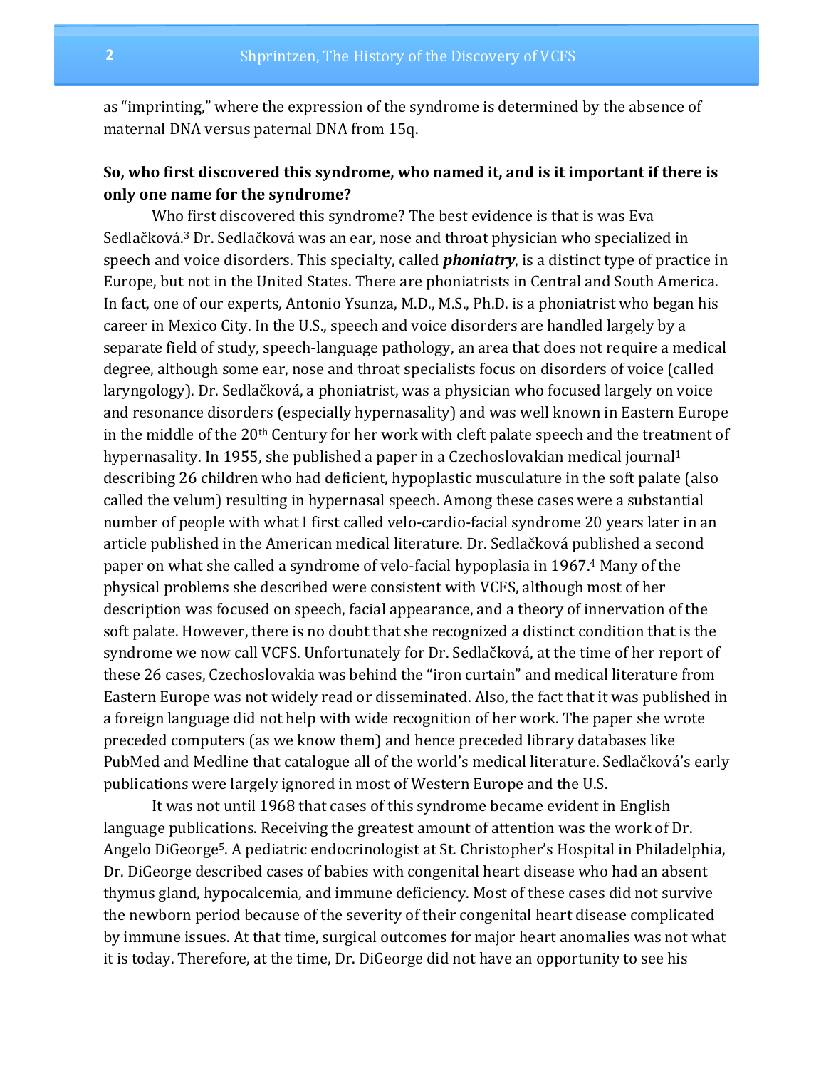as "imprinting," where the expression of the syndrome is determined by the absence of maternal DNA versus paternal DNA from 15q.

**So, who first discovered this syndrome, who named it, and is it important if there is only one name for the syndrome?**

Who first discovered this syndrome? The best evidence is that is was Eva Sedlačková.[3] Dr. Sedlačková was an ear, nose and throat physician who specialized in speech and voice disorders. This specialty, called ***phoniatry***, is a distinct type of practice in Europe, but not in the United States. There are phoniatrists in Central and South America. In fact, one of our experts, Antonio Ysunza, M.D., M.S., Ph.D. is a phoniatrist who began his career in Mexico City. In the U.S., speech and voice disorders are handled largely by a separate field of study, speech-language pathology, an area that does not require a medical degree, although some ear, nose and throat specialists focus on disorders of voice (called laryngology). Dr. Sedlačková, a phoniatrist, was a physician who focused largely on voice and resonance disorders (especially hypernasality) and was well known in Eastern Europe in the middle of the 20th Century for her work with cleft palate speech and the treatment of hypernasality. In 1955, she published a paper in a Czechoslovakian medical journal[1] describing 26 children who had deficient, hypoplastic musculature in the soft palate (also called the velum) resulting in hypernasal speech. Among these cases were a substantial number of people with what I first called velo-cardio-facial syndrome 20 years later in an article published in the American medical literature. Dr. Sedlačková published a second paper on what she called a syndrome of velo-facial hypoplasia in 1967.[4] Many of the physical problems she described were consistent with VCFS, although most of her description was focused on speech, facial appearance, and a theory of innervation of the soft palate. However, there is no doubt that she recognized a distinct condition that is the syndrome we now call VCFS. Unfortunately for Dr. Sedlačková, at the time of her report of these 26 cases, Czechoslovakia was behind the "iron curtain" and medical literature from Eastern Europe was not widely read or disseminated. Also, the fact that it was published in a foreign language did not help with wide recognition of her work. The paper she wrote preceded computers (as we know them) and hence preceded library databases like PubMed and Medline that catalogue all of the world's medical literature. Sedlačková's early publications were largely ignored in most of Western Europe and the U.S.

It was not until 1968 that cases of this syndrome became evident in English language publications. Receiving the greatest amount of attention was the work of Dr. Angelo DiGeorge[5]. A pediatric endocrinologist at St. Christopher's Hospital in Philadelphia, Dr. DiGeorge described cases of babies with congenital heart disease who had an absent thymus gland, hypocalcemia, and immune deficiency. Most of these cases did not survive the newborn period because of the severity of their congenital heart disease complicated by immune issues. At that time, surgical outcomes for major heart anomalies was not what it is today. Therefore, at the time, Dr. DiGeorge did not have an opportunity to see his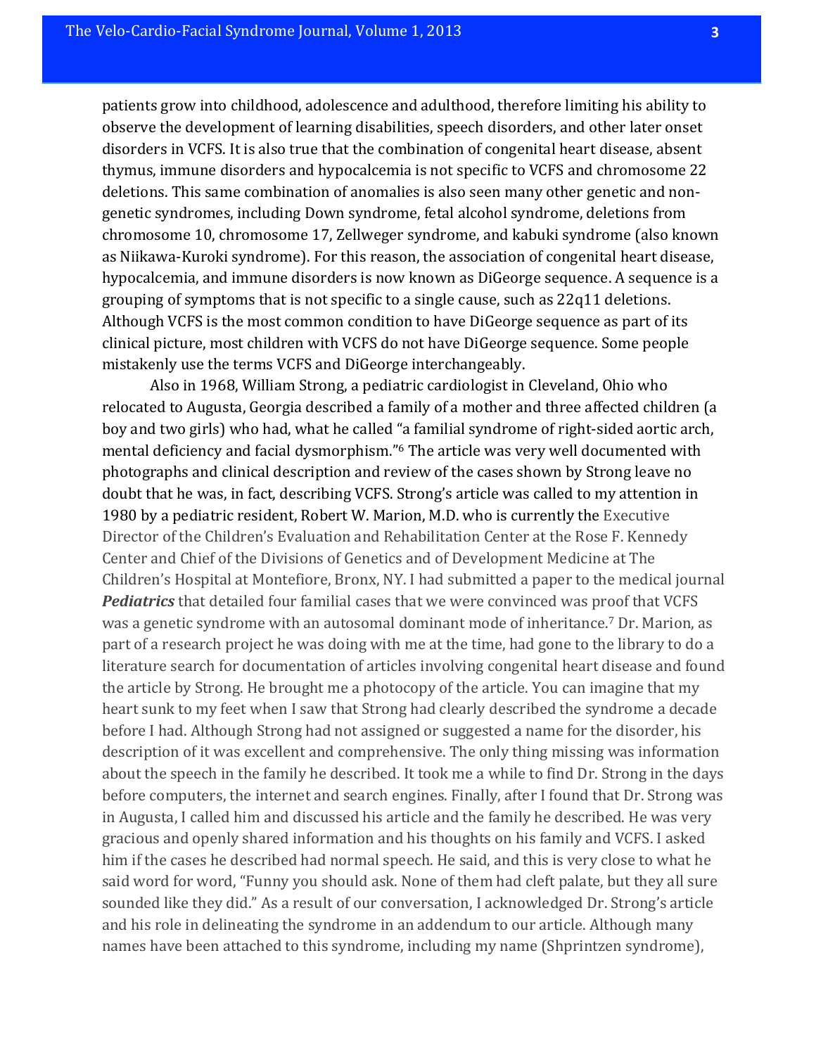patients grow into childhood, adolescence and adulthood, therefore limiting his ability to observe the development of learning disabilities, speech disorders, and other later onset disorders in VCFS. It is also true that the combination of congenital heart disease, absent thymus, immune disorders and hypocalcemia is not specific to VCFS and chromosome 22 deletions. This same combination of anomalies is also seen many other genetic and non-genetic syndromes, including Down syndrome, fetal alcohol syndrome, deletions from chromosome 10, chromosome 17, Zellweger syndrome, and kabuki syndrome (also known as Niikawa-Kuroki syndrome). For this reason, the association of congenital heart disease, hypocalcemia, and immune disorders is now known as DiGeorge sequence. A sequence is a grouping of symptoms that is not specific to a single cause, such as 22q11 deletions. Although VCFS is the most common condition to have DiGeorge sequence as part of its clinical picture, most children with VCFS do not have DiGeorge sequence. Some people mistakenly use the terms VCFS and DiGeorge interchangeably.

Also in 1968, William Strong, a pediatric cardiologist in Cleveland, Ohio who relocated to Augusta, Georgia described a family of a mother and three affected children (a boy and two girls) who had, what he called "a familial syndrome of right-sided aortic arch, mental deficiency and facial dysmorphism."[6] The article was very well documented with photographs and clinical description and review of the cases shown by Strong leave no doubt that he was, in fact, describing VCFS. Strong's article was called to my attention in 1980 by a pediatric resident, Robert W. Marion, M.D. who is currently the Executive Director of the Children's Evaluation and Rehabilitation Center at the Rose F. Kennedy Center and Chief of the Divisions of Genetics and of Development Medicine at The Children's Hospital at Montefiore, Bronx, NY. I had submitted a paper to the medical journal ***Pediatrics*** that detailed four familial cases that we were convinced was proof that VCFS was a genetic syndrome with an autosomal dominant mode of inheritance.[7] Dr. Marion, as part of a research project he was doing with me at the time, had gone to the library to do a literature search for documentation of articles involving congenital heart disease and found the article by Strong. He brought me a photocopy of the article. You can imagine that my heart sunk to my feet when I saw that Strong had clearly described the syndrome a decade before I had. Although Strong had not assigned or suggested a name for the disorder, his description of it was excellent and comprehensive. The only thing missing was information about the speech in the family he described. It took me a while to find Dr. Strong in the days before computers, the internet and search engines. Finally, after I found that Dr. Strong was in Augusta, I called him and discussed his article and the family he described. He was very gracious and openly shared information and his thoughts on his family and VCFS. I asked him if the cases he described had normal speech. He said, and this is very close to what he said word for word, "Funny you should ask. None of them had cleft palate, but they all sure sounded like they did." As a result of our conversation, I acknowledged Dr. Strong's article and his role in delineating the syndrome in an addendum to our article. Although many names have been attached to this syndrome, including my name (Shprintzen syndrome),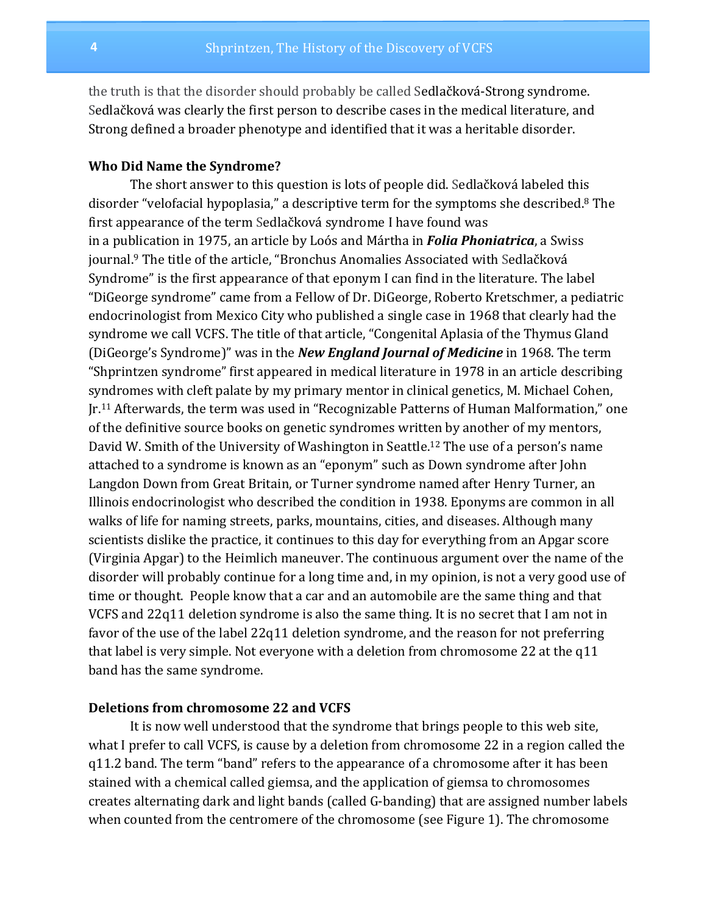the truth is that the disorder should probably be called Sedlačková-Strong syndrome. Sedlačková was clearly the first person to describe cases in the medical literature, and Strong defined a broader phenotype and identified that it was a heritable disorder.

**Who Did Name the Syndrome?**

The short answer to this question is lots of people did. Sedlačková labeled this disorder "velofacial hypoplasia," a descriptive term for the symptoms she described.[8] The first appearance of the term Sedlačková syndrome I have found was in a publication in 1975, an article by Loós and Mártha in ***Folia Phoniatrica***, a Swiss journal.[9] The title of the article, "Bronchus Anomalies Associated with Sedlačková Syndrome" is the first appearance of that eponym I can find in the literature. The label "DiGeorge syndrome" came from a Fellow of Dr. DiGeorge, Roberto Kretschmer, a pediatric endocrinologist from Mexico City who published a single case in 1968 that clearly had the syndrome we call VCFS. The title of that article, "Congenital Aplasia of the Thymus Gland (DiGeorge's Syndrome)" was in the ***New England Journal of Medicine*** in 1968. The term "Shprintzen syndrome" first appeared in medical literature in 1978 in an article describing syndromes with cleft palate by my primary mentor in clinical genetics, M. Michael Cohen, Jr.[11] Afterwards, the term was used in "Recognizable Patterns of Human Malformation," one of the definitive source books on genetic syndromes written by another of my mentors, David W. Smith of the University of Washington in Seattle.[12] The use of a person's name attached to a syndrome is known as an "eponym" such as Down syndrome after John Langdon Down from Great Britain, or Turner syndrome named after Henry Turner, an Illinois endocrinologist who described the condition in 1938. Eponyms are common in all walks of life for naming streets, parks, mountains, cities, and diseases. Although many scientists dislike the practice, it continues to this day for everything from an Apgar score (Virginia Apgar) to the Heimlich maneuver. The continuous argument over the name of the disorder will probably continue for a long time and, in my opinion, is not a very good use of time or thought. People know that a car and an automobile are the same thing and that VCFS and 22q11 deletion syndrome is also the same thing. It is no secret that I am not in favor of the use of the label 22q11 deletion syndrome, and the reason for not preferring that label is very simple. Not everyone with a deletion from chromosome 22 at the q11 band has the same syndrome.

**Deletions from chromosome 22 and VCFS**

It is now well understood that the syndrome that brings people to this web site, what I prefer to call VCFS, is cause by a deletion from chromosome 22 in a region called the q11.2 band. The term "band" refers to the appearance of a chromosome after it has been stained with a chemical called giemsa, and the application of giemsa to chromosomes creates alternating dark and light bands (called G-banding) that are assigned number labels when counted from the centromere of the chromosome (see Figure 1). The chromosome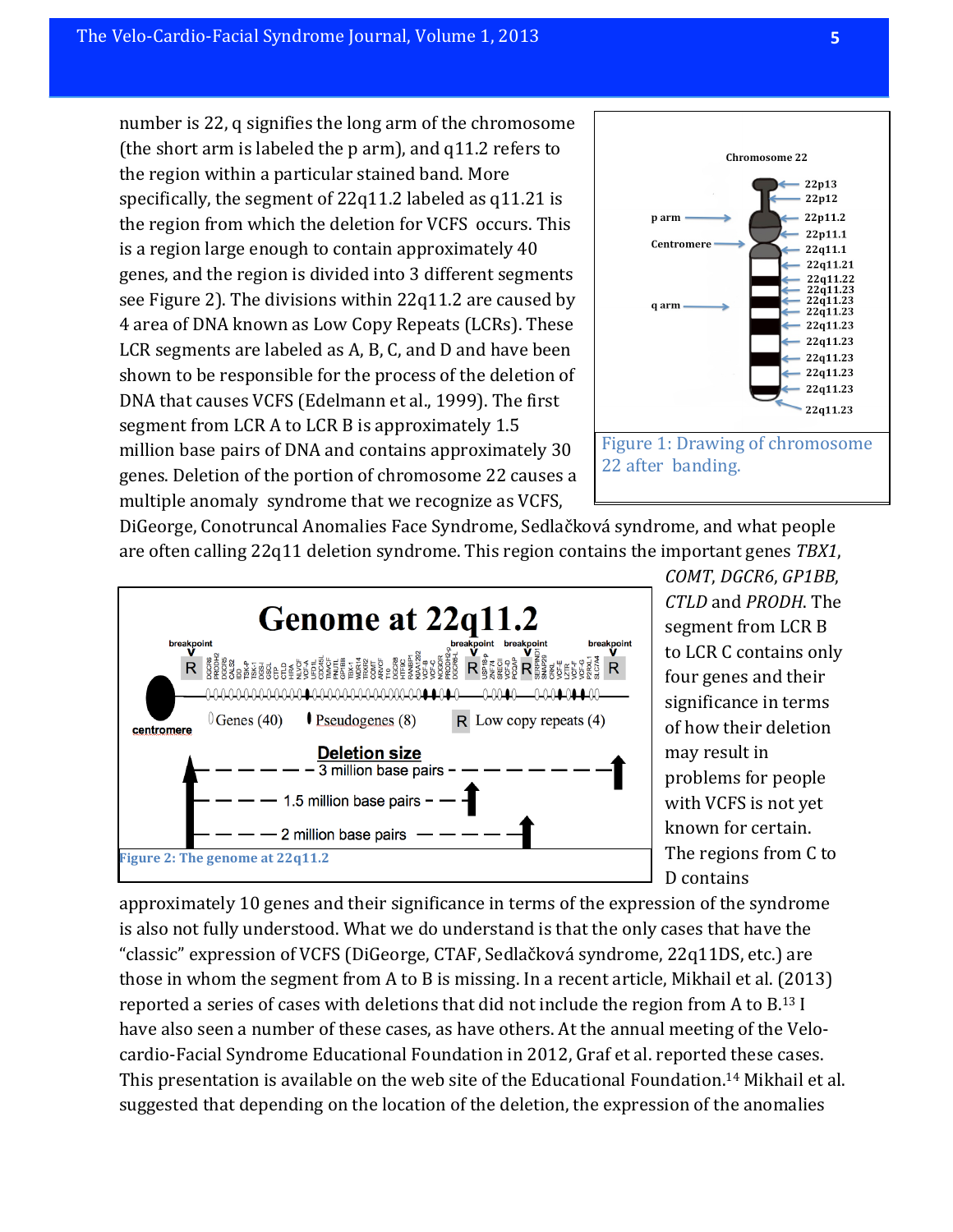number is 22, q signifies the long arm of the chromosome (the short arm is labeled the p arm), and q11.2 refers to the region within a particular stained band. More specifically, the segment of 22q11.2 labeled as q11.21 is the region from which the deletion for VCFS occurs. This is a region large enough to contain approximately 40 genes, and the region is divided into 3 different segments see Figure 2). The divisions within 22q11.2 are caused by 4 area of DNA known as Low Copy Repeats (LCRs). These LCR segments are labeled as A, B, C, and D and have been shown to be responsible for the process of the deletion of DNA that causes VCFS (Edelmann et al., 1999). The first segment from LCR A to LCR B is approximately 1.5 million base pairs of DNA and contains approximately 30 genes. Deletion of the portion of chromosome 22 causes a multiple anomaly syndrome that we recognize as VCFS, DiGeorge, Conotruncal Anomalies Face Syndrome, Sedlačková syndrome, and what people are often calling 22q11 deletion syndrome. This region contains the important genes *TBX1*, *COMT*, *DGCR6*, *GP1BB*, *CTLD* and *PRODH*. The segment from LCR B to LCR C contains only four genes and their significance in terms of how their deletion may result in problems for people with VCFS is not yet known for certain. The regions from C to D contains approximately 10 genes and their significance in terms of the expression of the syndrome is also not fully understood. What we do understand is that the only cases that have the "classic" expression of VCFS (DiGeorge, CTAF, Sedlačková syndrome, 22q11DS, etc.) are those in whom the segment from A to B is missing. In a recent article, Mikhail et al. (2013) reported a series of cases with deletions that did not include the region from A to B.[13] I have also seen a number of these cases, as have others. At the annual meeting of the Velo-cardio-Facial Syndrome Educational Foundation in 2012, Graf et al. reported these cases. This presentation is available on the web site of the Educational Foundation.[14] Mikhail et al. suggested that depending on the location of the deletion, the expression of the anomalies

Figure 1: Drawing of chromosome 22 after banding.

Figure 2: The genome at 22q11.2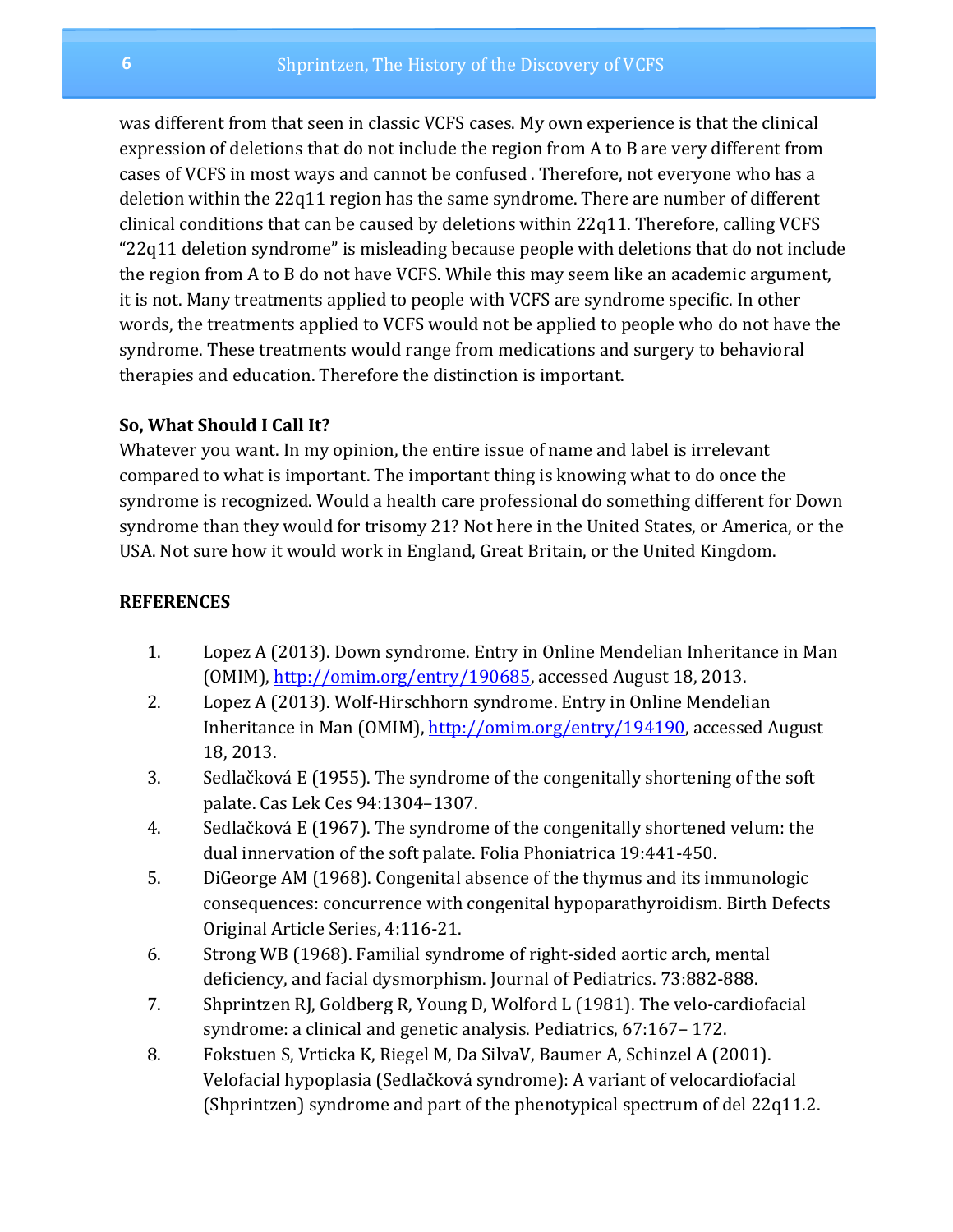was different from that seen in classic VCFS cases. My own experience is that the clinical expression of deletions that do not include the region from A to B are very different from cases of VCFS in most ways and cannot be confused . Therefore, not everyone who has a deletion within the 22q11 region has the same syndrome. There are number of different clinical conditions that can be caused by deletions within 22q11. Therefore, calling VCFS "22q11 deletion syndrome" is misleading because people with deletions that do not include the region from A to B do not have VCFS. While this may seem like an academic argument, it is not. Many treatments applied to people with VCFS are syndrome specific. In other words, the treatments applied to VCFS would not be applied to people who do not have the syndrome. These treatments would range from medications and surgery to behavioral therapies and education. Therefore the distinction is important.

**So, What Should I Call It?**

Whatever you want. In my opinion, the entire issue of name and label is irrelevant compared to what is important. The important thing is knowing what to do once the syndrome is recognized. Would a health care professional do something different for Down syndrome than they would for trisomy 21? Not here in the United States, or America, or the USA. Not sure how it would work in England, Great Britain, or the United Kingdom.

**REFERENCES**

1. Lopez A (2013). Down syndrome. Entry in Online Mendelian Inheritance in Man (OMIM), http://omim.org/entry/190685, accessed August 18, 2013.
2. Lopez A (2013). Wolf-Hirschhorn syndrome. Entry in Online Mendelian Inheritance in Man (OMIM), http://omim.org/entry/194190, accessed August 18, 2013.
3. Sedlačková E (1955). The syndrome of the congenitally shortening of the soft palate. Cas Lek Ces 94:1304–1307.
4. Sedlačková E (1967). The syndrome of the congenitally shortened velum: the dual innervation of the soft palate. Folia Phoniatrica 19:441-450.
5. DiGeorge AM (1968). Congenital absence of the thymus and its immunologic consequences: concurrence with congenital hypoparathyroidism. Birth Defects Original Article Series, 4:116-21.
6. Strong WB (1968). Familial syndrome of right-sided aortic arch, mental deficiency, and facial dysmorphism. Journal of Pediatrics. 73:882-888.
7. Shprintzen RJ, Goldberg R, Young D, Wolford L (1981). The velo-cardiofacial syndrome: a clinical and genetic analysis. Pediatrics, 67:167– 172.
8. Fokstuen S, Vrticka K, Riegel M, Da SilvaV, Baumer A, Schinzel A (2001). Velofacial hypoplasia (Sedlačková syndrome): A variant of velocardiofacial (Shprintzen) syndrome and part of the phenotypical spectrum of del 22q11.2.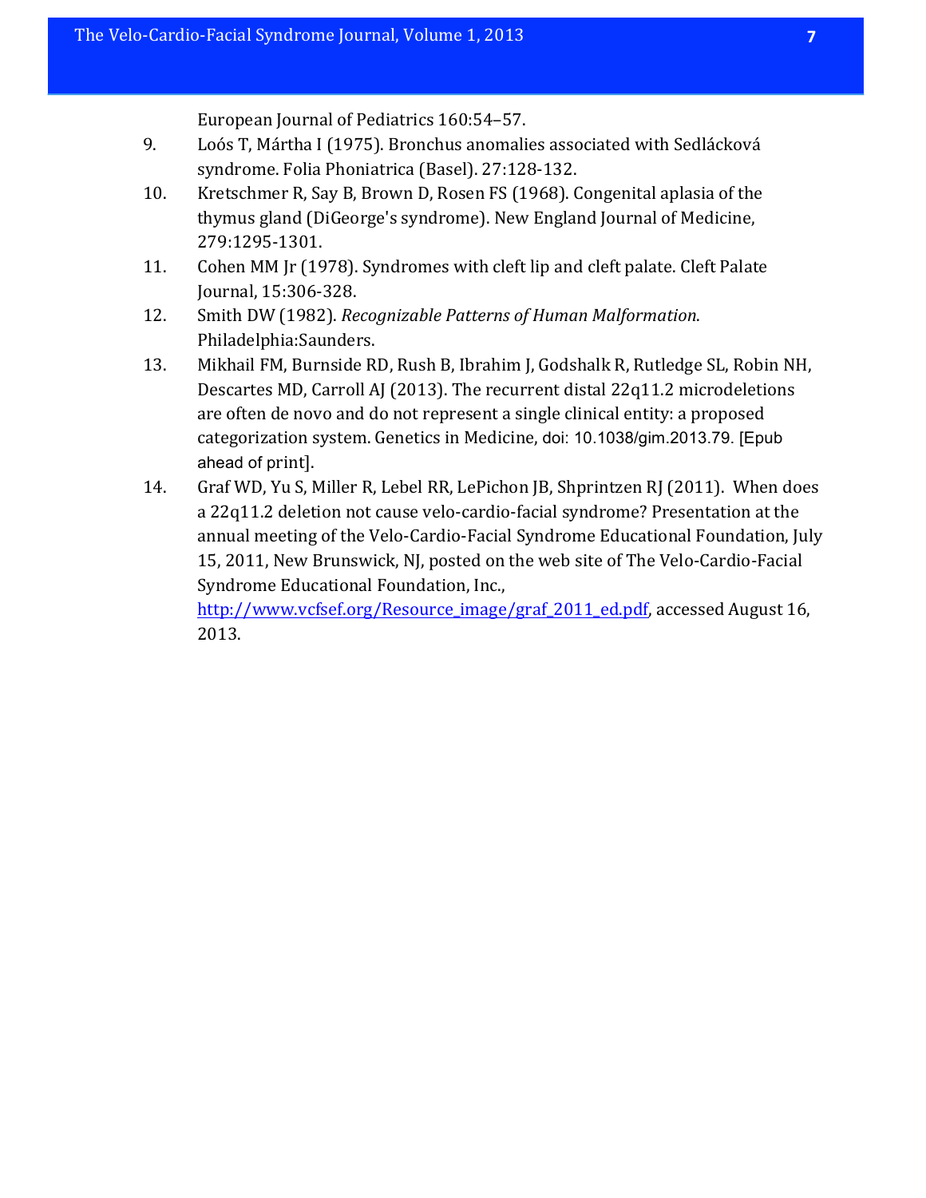European Journal of Pediatrics 160:54–57.

9. Loós T, Mártha I (1975). Bronchus anomalies associated with Sedlácková syndrome. Folia Phoniatrica (Basel). 27:128-132.
10. Kretschmer R, Say B, Brown D, Rosen FS (1968). Congenital aplasia of the thymus gland (DiGeorge's syndrome). New England Journal of Medicine, 279:1295-1301.
11. Cohen MM Jr (1978). Syndromes with cleft lip and cleft palate. Cleft Palate Journal, 15:306-328.
12. Smith DW (1982). *Recognizable Patterns of Human Malformation*. Philadelphia:Saunders.
13. Mikhail FM, Burnside RD, Rush B, Ibrahim J, Godshalk R, Rutledge SL, Robin NH, Descartes MD, Carroll AJ (2013). The recurrent distal 22q11.2 microdeletions are often de novo and do not represent a single clinical entity: a proposed categorization system. Genetics in Medicine, doi: 10.1038/gim.2013.79. [Epub ahead of print].
14. Graf WD, Yu S, Miller R, Lebel RR, LePichon JB, Shprintzen RJ (2011). When does a 22q11.2 deletion not cause velo-cardio-facial syndrome? Presentation at the annual meeting of the Velo-Cardio-Facial Syndrome Educational Foundation, July 15, 2011, New Brunswick, NJ, posted on the web site of The Velo-Cardio-Facial Syndrome Educational Foundation, Inc., http://www.vcfsef.org/Resource_image/graf_2011_ed.pdf, accessed August 16, 2013.